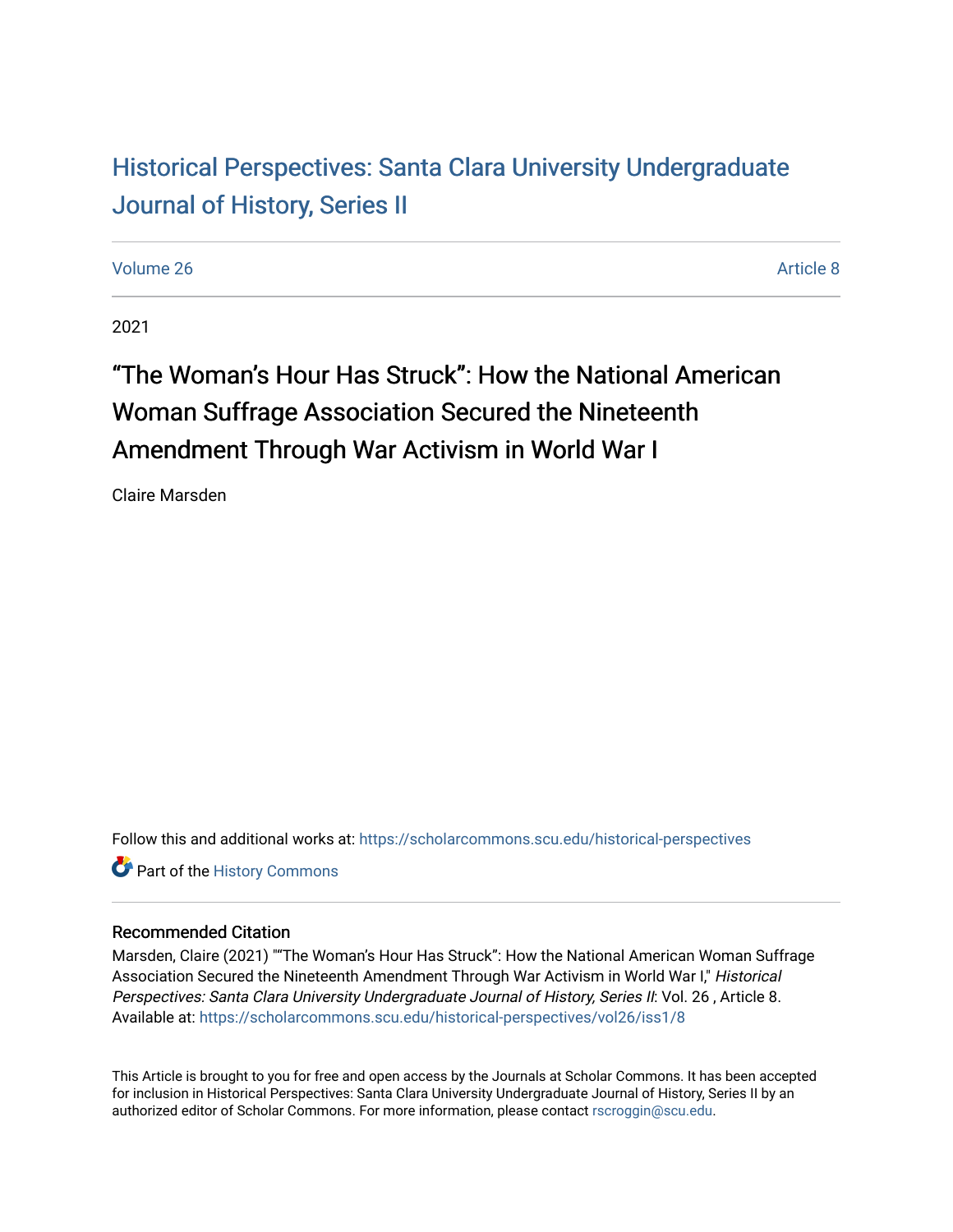Historical Perspectives: Santa Clara University Undergraduate Journal of History, Series II

Volume 26 Article 8

2021

# "The Woman's Hour Has Struck": How the National American Woman Suffrage Association Secured the Nineteenth Amendment Through War Activism in World War I

Claire Marsden

Follow this and additional works at: https://scholarcommons.scu.edu/historical-perspectives

Part of the History Commons

## Recommended Citation

Marsden, Claire (2021) ""The Woman's Hour Has Struck": How the National American Woman Suffrage Association Secured the Nineteenth Amendment Through War Activism in World War I," *Historical Perspectives: Santa Clara University Undergraduate Journal of History, Series II*: Vol. 26 , Article 8.
Available at: https://scholarcommons.scu.edu/historical-perspectives/vol26/iss1/8

This Article is brought to you for free and open access by the Journals at Scholar Commons. It has been accepted for inclusion in Historical Perspectives: Santa Clara University Undergraduate Journal of History, Series II by an authorized editor of Scholar Commons. For more information, please contact rscroggin@scu.edu.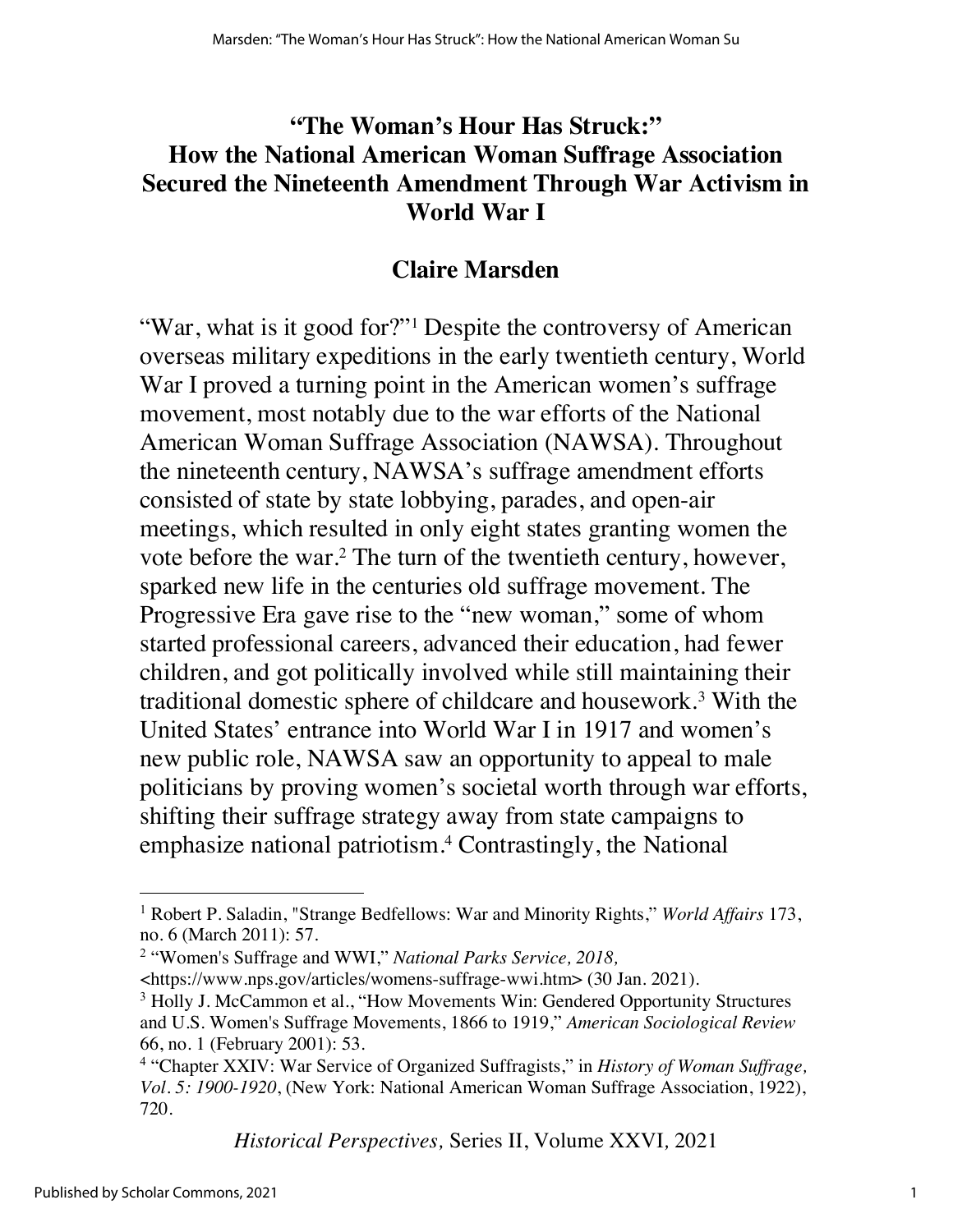# "The Woman's Hour Has Struck:" How the National American Woman Suffrage Association Secured the Nineteenth Amendment Through War Activism in World War I

## Claire Marsden

"War, what is it good for?"[1] Despite the controversy of American overseas military expeditions in the early twentieth century, World War I proved a turning point in the American women's suffrage movement, most notably due to the war efforts of the National American Woman Suffrage Association (NAWSA). Throughout the nineteenth century, NAWSA's suffrage amendment efforts consisted of state by state lobbying, parades, and open-air meetings, which resulted in only eight states granting women the vote before the war.[2] The turn of the twentieth century, however, sparked new life in the centuries old suffrage movement. The Progressive Era gave rise to the "new woman," some of whom started professional careers, advanced their education, had fewer children, and got politically involved while still maintaining their traditional domestic sphere of childcare and housework.[3] With the United States' entrance into World War I in 1917 and women's new public role, NAWSA saw an opportunity to appeal to male politicians by proving women's societal worth through war efforts, shifting their suffrage strategy away from state campaigns to emphasize national patriotism.[4] Contrastingly, the National

---

[1] Robert P. Saladin, "Strange Bedfellows: War and Minority Rights," *World Affairs* 173, no. 6 (March 2011): 57.

[2] "Women's Suffrage and WWI," *National Parks Service, 2018,* <https://www.nps.gov/articles/womens-suffrage-wwi.htm> (30 Jan. 2021).

[3] Holly J. McCammon et al., "How Movements Win: Gendered Opportunity Structures and U.S. Women's Suffrage Movements, 1866 to 1919," *American Sociological Review* 66, no. 1 (February 2001): 53.

[4] "Chapter XXIV: War Service of Organized Suffragists," in *History of Woman Suffrage, Vol. 5: 1900-1920*, (New York: National American Woman Suffrage Association, 1922), 720.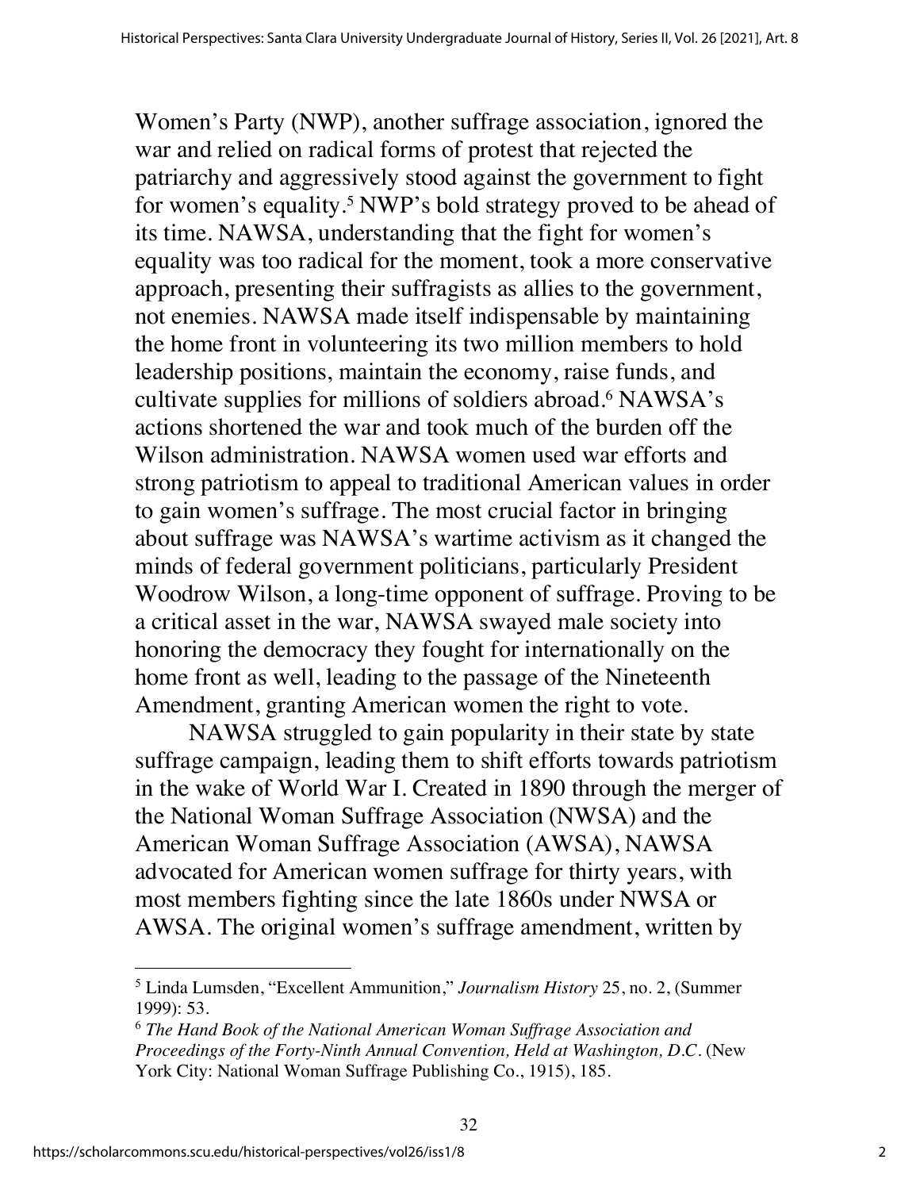Women's Party (NWP), another suffrage association, ignored the war and relied on radical forms of protest that rejected the patriarchy and aggressively stood against the government to fight for women's equality.[5] NWP's bold strategy proved to be ahead of its time. NAWSA, understanding that the fight for women's equality was too radical for the moment, took a more conservative approach, presenting their suffragists as allies to the government, not enemies. NAWSA made itself indispensable by maintaining the home front in volunteering its two million members to hold leadership positions, maintain the economy, raise funds, and cultivate supplies for millions of soldiers abroad.[6] NAWSA's actions shortened the war and took much of the burden off the Wilson administration. NAWSA women used war efforts and strong patriotism to appeal to traditional American values in order to gain women's suffrage. The most crucial factor in bringing about suffrage was NAWSA's wartime activism as it changed the minds of federal government politicians, particularly President Woodrow Wilson, a long-time opponent of suffrage. Proving to be a critical asset in the war, NAWSA swayed male society into honoring the democracy they fought for internationally on the home front as well, leading to the passage of the Nineteenth Amendment, granting American women the right to vote.

NAWSA struggled to gain popularity in their state by state suffrage campaign, leading them to shift efforts towards patriotism in the wake of World War I. Created in 1890 through the merger of the National Woman Suffrage Association (NWSA) and the American Woman Suffrage Association (AWSA), NAWSA advocated for American women suffrage for thirty years, with most members fighting since the late 1860s under NWSA or AWSA. The original women's suffrage amendment, written by

---

[5] Linda Lumsden, "Excellent Ammunition," *Journalism History* 25, no. 2, (Summer 1999): 53.

[6] *The Hand Book of the National American Woman Suffrage Association and Proceedings of the Forty-Ninth Annual Convention, Held at Washington, D.C.* (New York City: National Woman Suffrage Publishing Co., 1915), 185.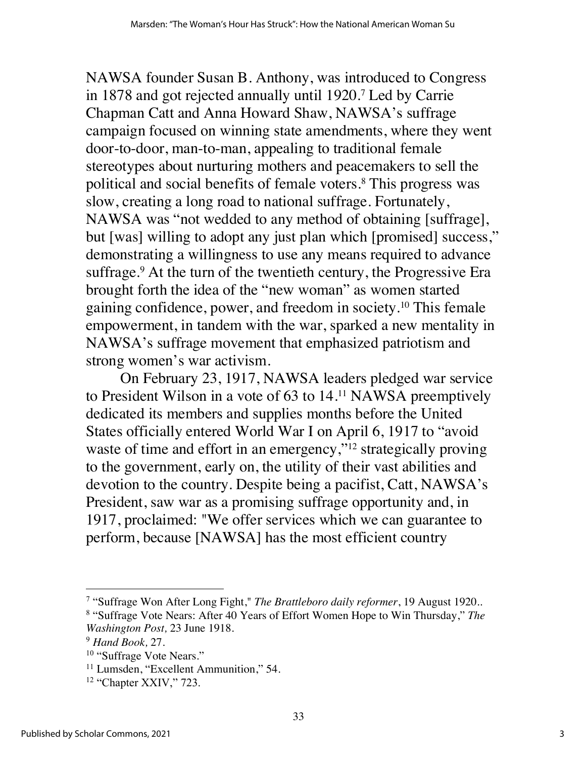NAWSA founder Susan B. Anthony, was introduced to Congress in 1878 and got rejected annually until 1920.[7] Led by Carrie Chapman Catt and Anna Howard Shaw, NAWSA's suffrage campaign focused on winning state amendments, where they went door-to-door, man-to-man, appealing to traditional female stereotypes about nurturing mothers and peacemakers to sell the political and social benefits of female voters.[8] This progress was slow, creating a long road to national suffrage. Fortunately, NAWSA was "not wedded to any method of obtaining [suffrage], but [was] willing to adopt any just plan which [promised] success," demonstrating a willingness to use any means required to advance suffrage.[9] At the turn of the twentieth century, the Progressive Era brought forth the idea of the "new woman" as women started gaining confidence, power, and freedom in society.[10] This female empowerment, in tandem with the war, sparked a new mentality in NAWSA's suffrage movement that emphasized patriotism and strong women's war activism.

On February 23, 1917, NAWSA leaders pledged war service to President Wilson in a vote of 63 to 14.[11] NAWSA preemptively dedicated its members and supplies months before the United States officially entered World War I on April 6, 1917 to "avoid waste of time and effort in an emergency,"[12] strategically proving to the government, early on, the utility of their vast abilities and devotion to the country. Despite being a pacifist, Catt, NAWSA's President, saw war as a promising suffrage opportunity and, in 1917, proclaimed: "We offer services which we can guarantee to perform, because [NAWSA] has the most efficient country

---

[7] "Suffrage Won After Long Fight," *The Brattleboro daily reformer*, 19 August 1920..

[8] "Suffrage Vote Nears: After 40 Years of Effort Women Hope to Win Thursday," *The Washington Post,* 23 June 1918.

[9] *Hand Book,* 27.

[10] "Suffrage Vote Nears."

[11] Lumsden, "Excellent Ammunition," 54.

[12] "Chapter XXIV," 723.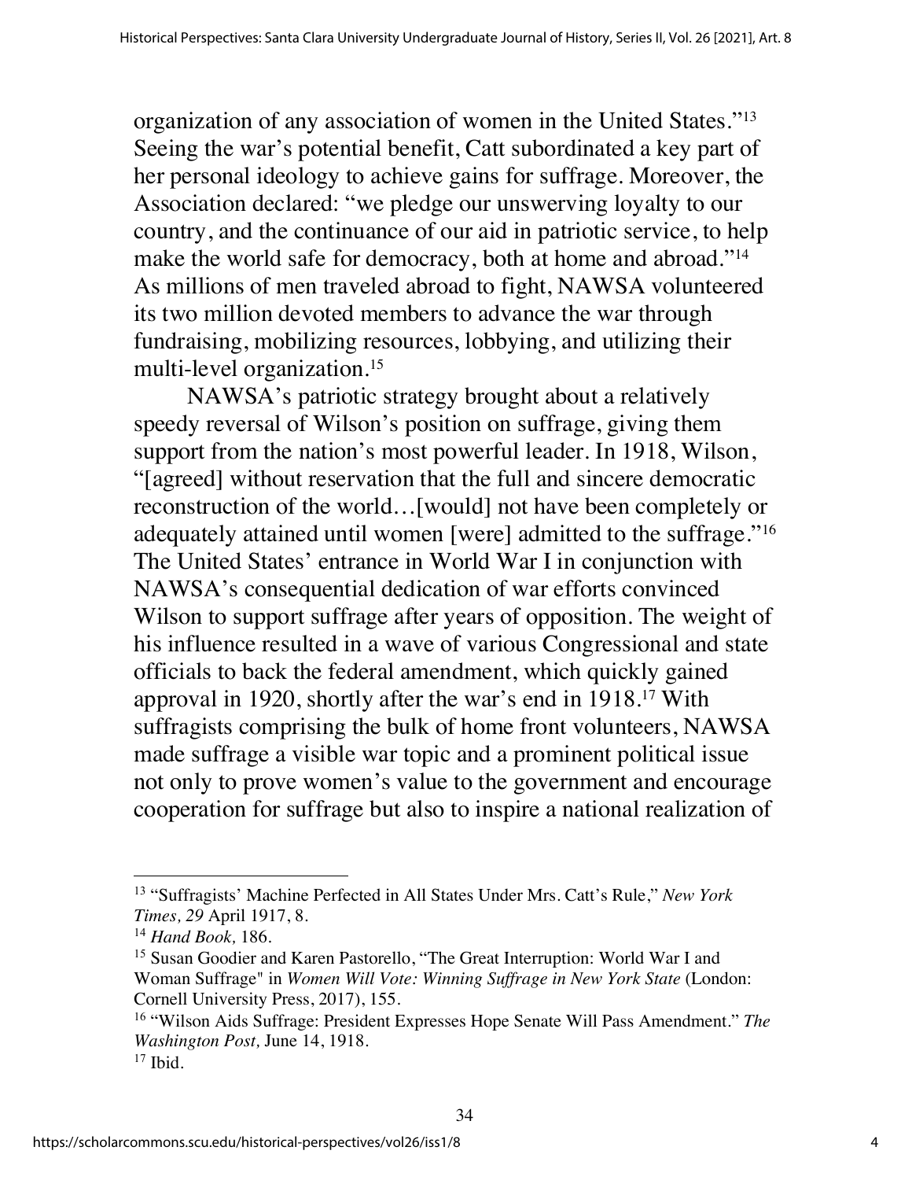organization of any association of women in the United States."[13] Seeing the war's potential benefit, Catt subordinated a key part of her personal ideology to achieve gains for suffrage. Moreover, the Association declared: "we pledge our unswerving loyalty to our country, and the continuance of our aid in patriotic service, to help make the world safe for democracy, both at home and abroad."[14] As millions of men traveled abroad to fight, NAWSA volunteered its two million devoted members to advance the war through fundraising, mobilizing resources, lobbying, and utilizing their multi-level organization.[15]

NAWSA's patriotic strategy brought about a relatively speedy reversal of Wilson's position on suffrage, giving them support from the nation's most powerful leader. In 1918, Wilson, "[agreed] without reservation that the full and sincere democratic reconstruction of the world…[would] not have been completely or adequately attained until women [were] admitted to the suffrage."[16] The United States' entrance in World War I in conjunction with NAWSA's consequential dedication of war efforts convinced Wilson to support suffrage after years of opposition. The weight of his influence resulted in a wave of various Congressional and state officials to back the federal amendment, which quickly gained approval in 1920, shortly after the war's end in 1918.[17] With suffragists comprising the bulk of home front volunteers, NAWSA made suffrage a visible war topic and a prominent political issue not only to prove women's value to the government and encourage cooperation for suffrage but also to inspire a national realization of

---

[13] "Suffragists' Machine Perfected in All States Under Mrs. Catt's Rule," *New York Times, 29* April 1917, 8.

[14] *Hand Book,* 186.

[15] Susan Goodier and Karen Pastorello, "The Great Interruption: World War I and Woman Suffrage" in *Women Will Vote: Winning Suffrage in New York State* (London: Cornell University Press, 2017), 155.

[16] "Wilson Aids Suffrage: President Expresses Hope Senate Will Pass Amendment." *The Washington Post,* June 14, 1918.

[17] Ibid.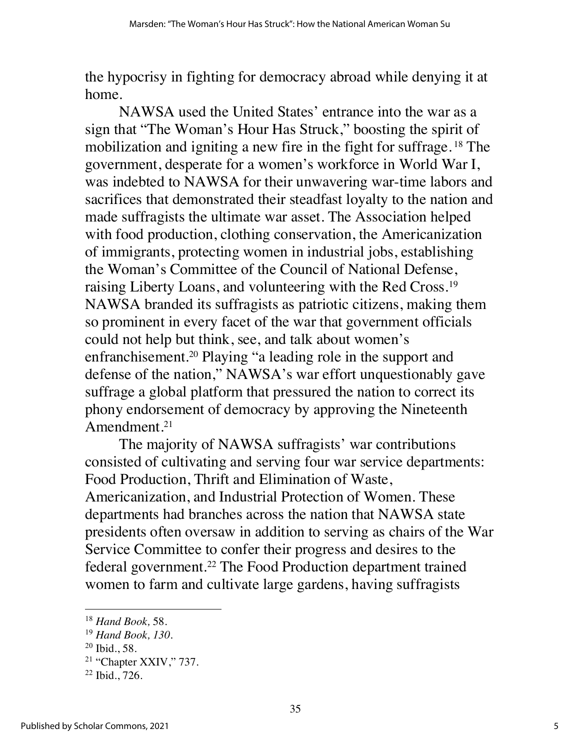the hypocrisy in fighting for democracy abroad while denying it at home.

NAWSA used the United States' entrance into the war as a sign that "The Woman's Hour Has Struck," boosting the spirit of mobilization and igniting a new fire in the fight for suffrage.[18] The government, desperate for a women's workforce in World War I, was indebted to NAWSA for their unwavering war-time labors and sacrifices that demonstrated their steadfast loyalty to the nation and made suffragists the ultimate war asset. The Association helped with food production, clothing conservation, the Americanization of immigrants, protecting women in industrial jobs, establishing the Woman's Committee of the Council of National Defense, raising Liberty Loans, and volunteering with the Red Cross.[19] NAWSA branded its suffragists as patriotic citizens, making them so prominent in every facet of the war that government officials could not help but think, see, and talk about women's enfranchisement.[20] Playing "a leading role in the support and defense of the nation," NAWSA's war effort unquestionably gave suffrage a global platform that pressured the nation to correct its phony endorsement of democracy by approving the Nineteenth Amendment.[21]

The majority of NAWSA suffragists' war contributions consisted of cultivating and serving four war service departments: Food Production, Thrift and Elimination of Waste, Americanization, and Industrial Protection of Women. These departments had branches across the nation that NAWSA state presidents often oversaw in addition to serving as chairs of the War Service Committee to confer their progress and desires to the federal government.[22] The Food Production department trained women to farm and cultivate large gardens, having suffragists

---

[18] *Hand Book,* 58.

[19] *Hand Book, 130.*

[20] Ibid., 58.

[21] "Chapter XXIV," 737.

[22] Ibid., 726.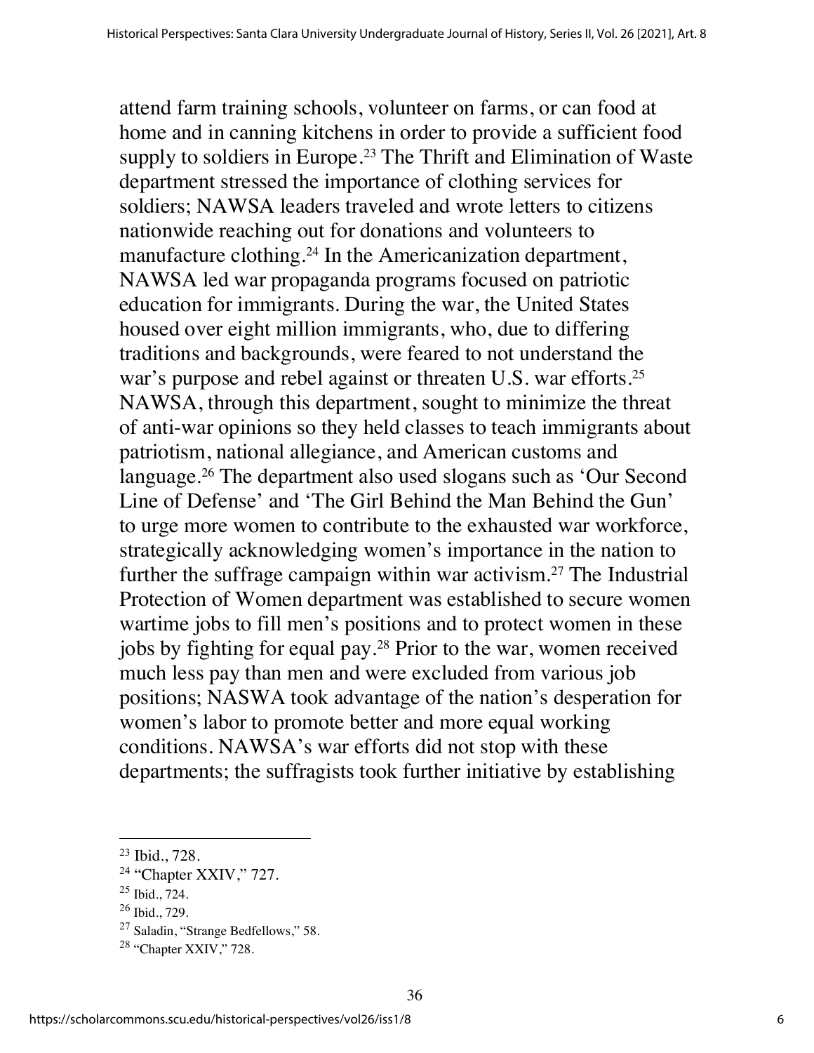attend farm training schools, volunteer on farms, or can food at home and in canning kitchens in order to provide a sufficient food supply to soldiers in Europe.[23] The Thrift and Elimination of Waste department stressed the importance of clothing services for soldiers; NAWSA leaders traveled and wrote letters to citizens nationwide reaching out for donations and volunteers to manufacture clothing.[24] In the Americanization department, NAWSA led war propaganda programs focused on patriotic education for immigrants. During the war, the United States housed over eight million immigrants, who, due to differing traditions and backgrounds, were feared to not understand the war's purpose and rebel against or threaten U.S. war efforts.[25] NAWSA, through this department, sought to minimize the threat of anti-war opinions so they held classes to teach immigrants about patriotism, national allegiance, and American customs and language.[26] The department also used slogans such as 'Our Second Line of Defense' and 'The Girl Behind the Man Behind the Gun' to urge more women to contribute to the exhausted war workforce, strategically acknowledging women's importance in the nation to further the suffrage campaign within war activism.[27] The Industrial Protection of Women department was established to secure women wartime jobs to fill men's positions and to protect women in these jobs by fighting for equal pay.[28] Prior to the war, women received much less pay than men and were excluded from various job positions; NASWA took advantage of the nation's desperation for women's labor to promote better and more equal working conditions. NAWSA's war efforts did not stop with these departments; the suffragists took further initiative by establishing

---

[23] Ibid., 728.

[24] "Chapter XXIV," 727.

[25] Ibid., 724.

[26] Ibid., 729.

[27] Saladin, "Strange Bedfellows," 58.

[28] "Chapter XXIV," 728.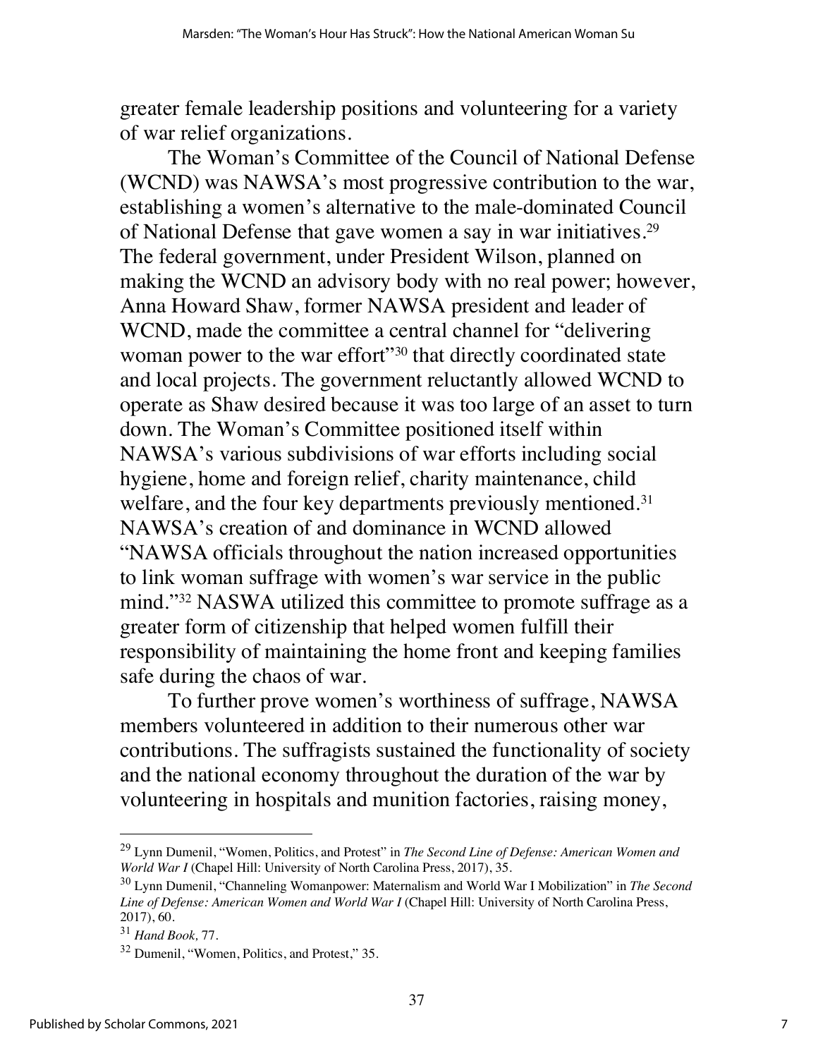greater female leadership positions and volunteering for a variety of war relief organizations.

The Woman's Committee of the Council of National Defense (WCND) was NAWSA's most progressive contribution to the war, establishing a women's alternative to the male-dominated Council of National Defense that gave women a say in war initiatives.[29] The federal government, under President Wilson, planned on making the WCND an advisory body with no real power; however, Anna Howard Shaw, former NAWSA president and leader of WCND, made the committee a central channel for "delivering woman power to the war effort"[30] that directly coordinated state and local projects. The government reluctantly allowed WCND to operate as Shaw desired because it was too large of an asset to turn down. The Woman's Committee positioned itself within NAWSA's various subdivisions of war efforts including social hygiene, home and foreign relief, charity maintenance, child welfare, and the four key departments previously mentioned.[31] NAWSA's creation of and dominance in WCND allowed "NAWSA officials throughout the nation increased opportunities to link woman suffrage with women's war service in the public mind."[32] NASWA utilized this committee to promote suffrage as a greater form of citizenship that helped women fulfill their responsibility of maintaining the home front and keeping families safe during the chaos of war.

To further prove women's worthiness of suffrage, NAWSA members volunteered in addition to their numerous other war contributions. The suffragists sustained the functionality of society and the national economy throughout the duration of the war by volunteering in hospitals and munition factories, raising money,

---

[29] Lynn Dumenil, "Women, Politics, and Protest" in *The Second Line of Defense: American Women and World War I* (Chapel Hill: University of North Carolina Press, 2017), 35.

[30] Lynn Dumenil, "Channeling Womanpower: Maternalism and World War I Mobilization" in *The Second Line of Defense: American Women and World War I* (Chapel Hill: University of North Carolina Press, 2017), 60.

[31] *Hand Book,* 77.

[32] Dumenil, "Women, Politics, and Protest," 35.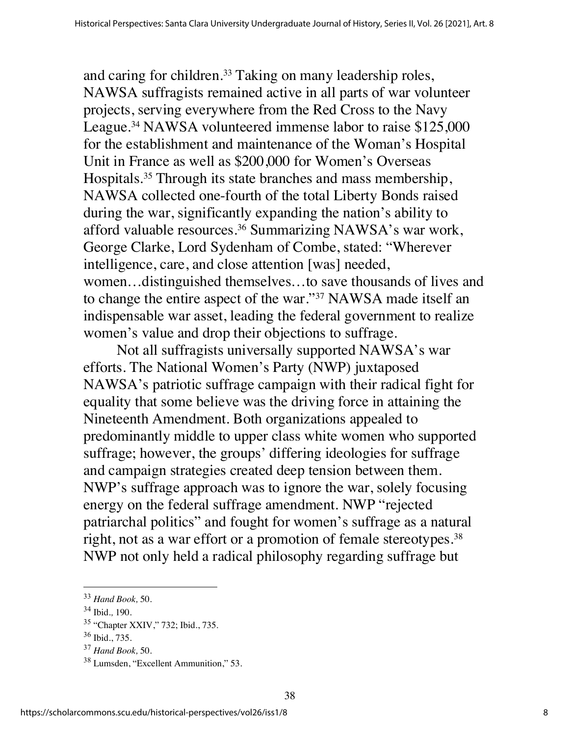and caring for children.[33] Taking on many leadership roles, NAWSA suffragists remained active in all parts of war volunteer projects, serving everywhere from the Red Cross to the Navy League.[34] NAWSA volunteered immense labor to raise $125,000 for the establishment and maintenance of the Woman's Hospital Unit in France as well as $200,000 for Women's Overseas Hospitals.[35] Through its state branches and mass membership, NAWSA collected one-fourth of the total Liberty Bonds raised during the war, significantly expanding the nation's ability to afford valuable resources.[36] Summarizing NAWSA's war work, George Clarke, Lord Sydenham of Combe, stated: "Wherever intelligence, care, and close attention [was] needed, women…distinguished themselves…to save thousands of lives and to change the entire aspect of the war."[37] NAWSA made itself an indispensable war asset, leading the federal government to realize women's value and drop their objections to suffrage.

Not all suffragists universally supported NAWSA's war efforts. The National Women's Party (NWP) juxtaposed NAWSA's patriotic suffrage campaign with their radical fight for equality that some believe was the driving force in attaining the Nineteenth Amendment. Both organizations appealed to predominantly middle to upper class white women who supported suffrage; however, the groups' differing ideologies for suffrage and campaign strategies created deep tension between them. NWP's suffrage approach was to ignore the war, solely focusing energy on the federal suffrage amendment. NWP "rejected patriarchal politics" and fought for women's suffrage as a natural right, not as a war effort or a promotion of female stereotypes.[38] NWP not only held a radical philosophy regarding suffrage but

---

[33] *Hand Book,* 50.

[34] Ibid., 190.

[35] "Chapter XXIV," 732; Ibid., 735.

[36] Ibid., 735.

[37] *Hand Book,* 50.

[38] Lumsden, "Excellent Ammunition," 53.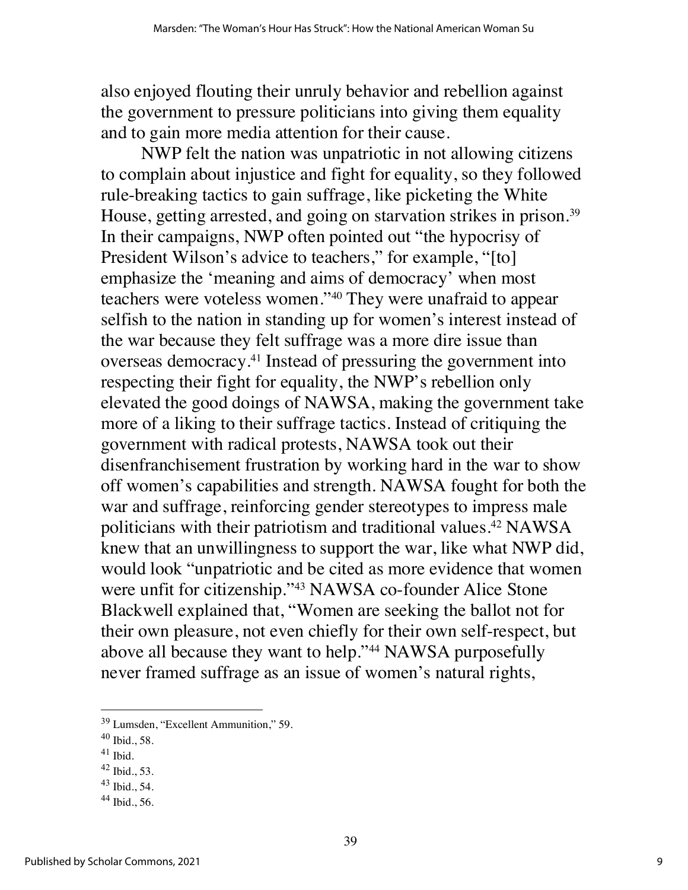also enjoyed flouting their unruly behavior and rebellion against the government to pressure politicians into giving them equality and to gain more media attention for their cause.

NWP felt the nation was unpatriotic in not allowing citizens to complain about injustice and fight for equality, so they followed rule-breaking tactics to gain suffrage, like picketing the White House, getting arrested, and going on starvation strikes in prison.[39] In their campaigns, NWP often pointed out "the hypocrisy of President Wilson's advice to teachers," for example, "[to] emphasize the 'meaning and aims of democracy' when most teachers were voteless women."[40] They were unafraid to appear selfish to the nation in standing up for women's interest instead of the war because they felt suffrage was a more dire issue than overseas democracy.[41] Instead of pressuring the government into respecting their fight for equality, the NWP's rebellion only elevated the good doings of NAWSA, making the government take more of a liking to their suffrage tactics. Instead of critiquing the government with radical protests, NAWSA took out their disenfranchisement frustration by working hard in the war to show off women's capabilities and strength. NAWSA fought for both the war and suffrage, reinforcing gender stereotypes to impress male politicians with their patriotism and traditional values.[42] NAWSA knew that an unwillingness to support the war, like what NWP did, would look "unpatriotic and be cited as more evidence that women were unfit for citizenship."[43] NAWSA co-founder Alice Stone Blackwell explained that, "Women are seeking the ballot not for their own pleasure, not even chiefly for their own self-respect, but above all because they want to help."[44] NAWSA purposefully never framed suffrage as an issue of women's natural rights,

---

[39] Lumsden, "Excellent Ammunition," 59.

[40] Ibid., 58.

[41] Ibid.

[42] Ibid., 53.

[43] Ibid., 54.

[44] Ibid., 56.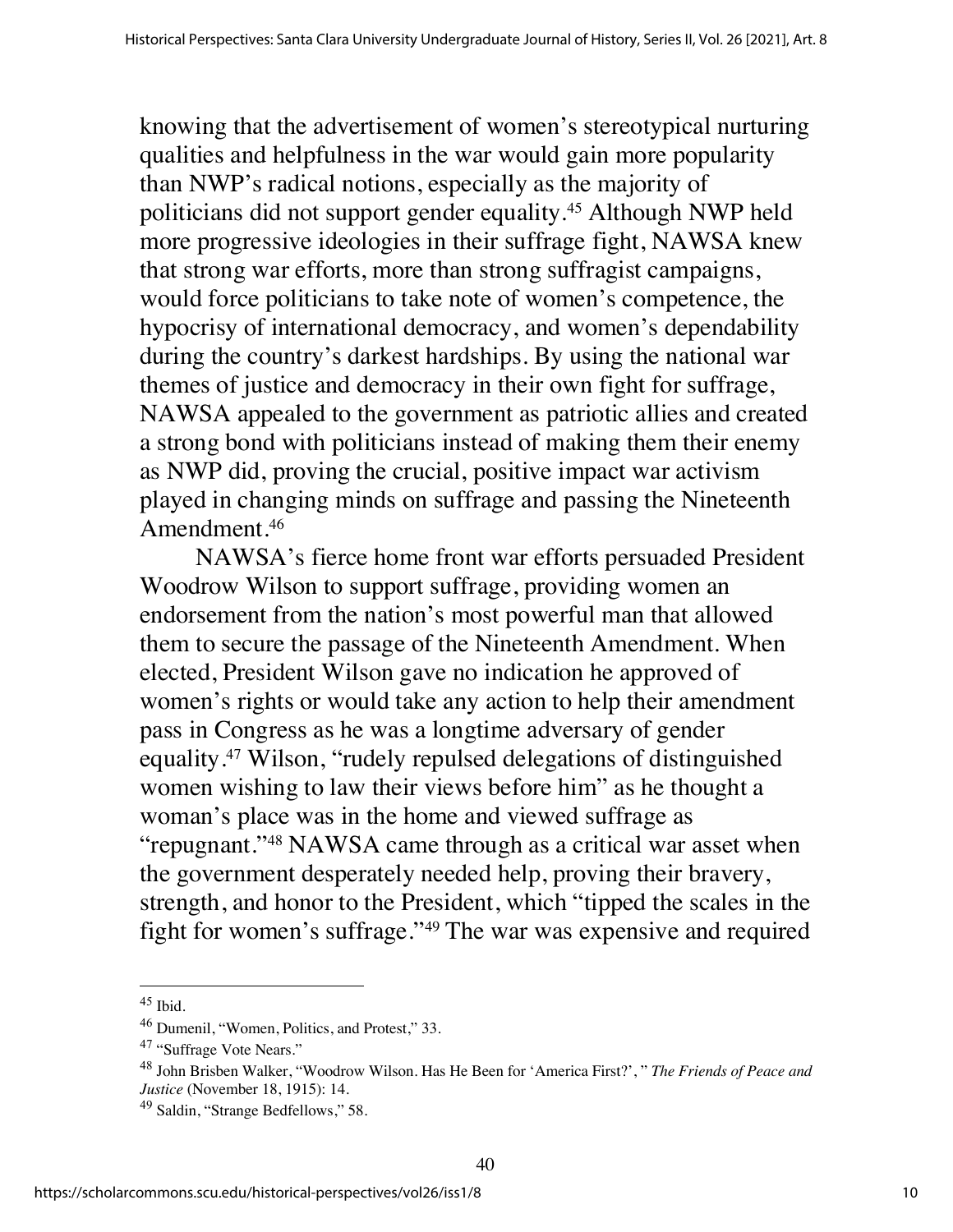knowing that the advertisement of women's stereotypical nurturing qualities and helpfulness in the war would gain more popularity than NWP's radical notions, especially as the majority of politicians did not support gender equality.[45] Although NWP held more progressive ideologies in their suffrage fight, NAWSA knew that strong war efforts, more than strong suffragist campaigns, would force politicians to take note of women's competence, the hypocrisy of international democracy, and women's dependability during the country's darkest hardships. By using the national war themes of justice and democracy in their own fight for suffrage, NAWSA appealed to the government as patriotic allies and created a strong bond with politicians instead of making them their enemy as NWP did, proving the crucial, positive impact war activism played in changing minds on suffrage and passing the Nineteenth Amendment.[46]

NAWSA's fierce home front war efforts persuaded President Woodrow Wilson to support suffrage, providing women an endorsement from the nation's most powerful man that allowed them to secure the passage of the Nineteenth Amendment. When elected, President Wilson gave no indication he approved of women's rights or would take any action to help their amendment pass in Congress as he was a longtime adversary of gender equality.[47] Wilson, "rudely repulsed delegations of distinguished women wishing to law their views before him" as he thought a woman's place was in the home and viewed suffrage as "repugnant."[48] NAWSA came through as a critical war asset when the government desperately needed help, proving their bravery, strength, and honor to the President, which "tipped the scales in the fight for women's suffrage."[49] The war was expensive and required

---

[45] Ibid.

[46] Dumenil, "Women, Politics, and Protest," 33.

[47] "Suffrage Vote Nears."

[48] John Brisben Walker, "Woodrow Wilson. Has He Been for 'America First?', " *The Friends of Peace and Justice* (November 18, 1915): 14.

[49] Saldin, "Strange Bedfellows," 58.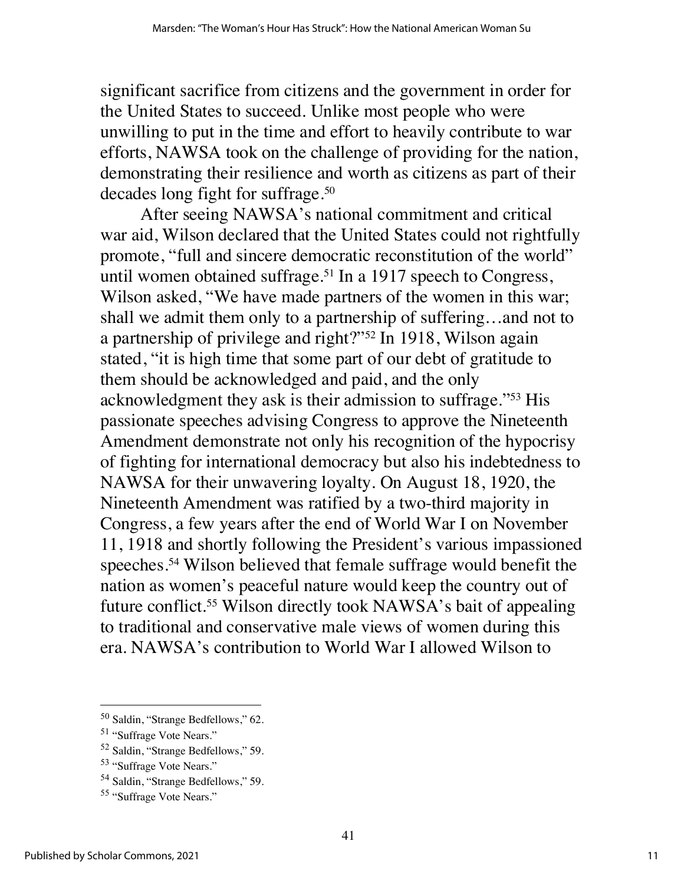significant sacrifice from citizens and the government in order for the United States to succeed. Unlike most people who were unwilling to put in the time and effort to heavily contribute to war efforts, NAWSA took on the challenge of providing for the nation, demonstrating their resilience and worth as citizens as part of their decades long fight for suffrage.[50]

After seeing NAWSA's national commitment and critical war aid, Wilson declared that the United States could not rightfully promote, "full and sincere democratic reconstitution of the world" until women obtained suffrage.[51] In a 1917 speech to Congress, Wilson asked, "We have made partners of the women in this war; shall we admit them only to a partnership of suffering…and not to a partnership of privilege and right?"[52] In 1918, Wilson again stated, "it is high time that some part of our debt of gratitude to them should be acknowledged and paid, and the only acknowledgment they ask is their admission to suffrage."[53] His passionate speeches advising Congress to approve the Nineteenth Amendment demonstrate not only his recognition of the hypocrisy of fighting for international democracy but also his indebtedness to NAWSA for their unwavering loyalty. On August 18, 1920, the Nineteenth Amendment was ratified by a two-third majority in Congress, a few years after the end of World War I on November 11, 1918 and shortly following the President's various impassioned speeches.[54] Wilson believed that female suffrage would benefit the nation as women's peaceful nature would keep the country out of future conflict.[55] Wilson directly took NAWSA's bait of appealing to traditional and conservative male views of women during this era. NAWSA's contribution to World War I allowed Wilson to

---

[50] Saldin, "Strange Bedfellows," 62.

[51] "Suffrage Vote Nears."

[52] Saldin, "Strange Bedfellows," 59.

[53] "Suffrage Vote Nears."

[54] Saldin, "Strange Bedfellows," 59.

[55] "Suffrage Vote Nears."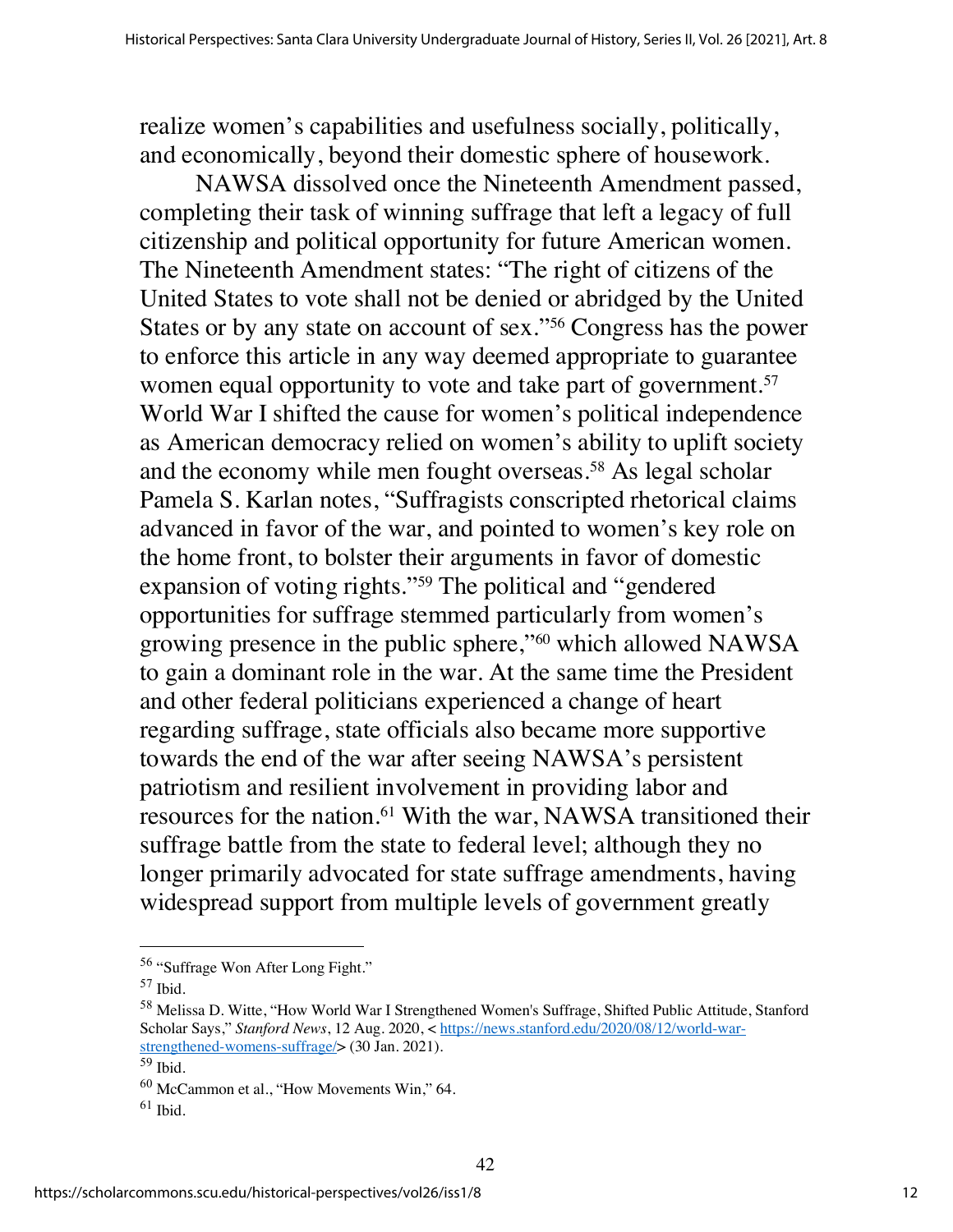realize women's capabilities and usefulness socially, politically, and economically, beyond their domestic sphere of housework.

NAWSA dissolved once the Nineteenth Amendment passed, completing their task of winning suffrage that left a legacy of full citizenship and political opportunity for future American women. The Nineteenth Amendment states: "The right of citizens of the United States to vote shall not be denied or abridged by the United States or by any state on account of sex."[56] Congress has the power to enforce this article in any way deemed appropriate to guarantee women equal opportunity to vote and take part of government.[57] World War I shifted the cause for women's political independence as American democracy relied on women's ability to uplift society and the economy while men fought overseas.[58] As legal scholar Pamela S. Karlan notes, "Suffragists conscripted rhetorical claims advanced in favor of the war, and pointed to women's key role on the home front, to bolster their arguments in favor of domestic expansion of voting rights."[59] The political and "gendered opportunities for suffrage stemmed particularly from women's growing presence in the public sphere,"[60] which allowed NAWSA to gain a dominant role in the war. At the same time the President and other federal politicians experienced a change of heart regarding suffrage, state officials also became more supportive towards the end of the war after seeing NAWSA's persistent patriotism and resilient involvement in providing labor and resources for the nation.[61] With the war, NAWSA transitioned their suffrage battle from the state to federal level; although they no longer primarily advocated for state suffrage amendments, having widespread support from multiple levels of government greatly

---

[56] "Suffrage Won After Long Fight."

[57] Ibid.

[58] Melissa D. Witte, "How World War I Strengthened Women's Suffrage, Shifted Public Attitude, Stanford Scholar Says," *Stanford News*, 12 Aug. 2020, <https://news.stanford.edu/2020/08/12/world-war-strengthened-womens-suffrage/> (30 Jan. 2021).

[59] Ibid.

[60] McCammon et al., "How Movements Win," 64.

[61] Ibid.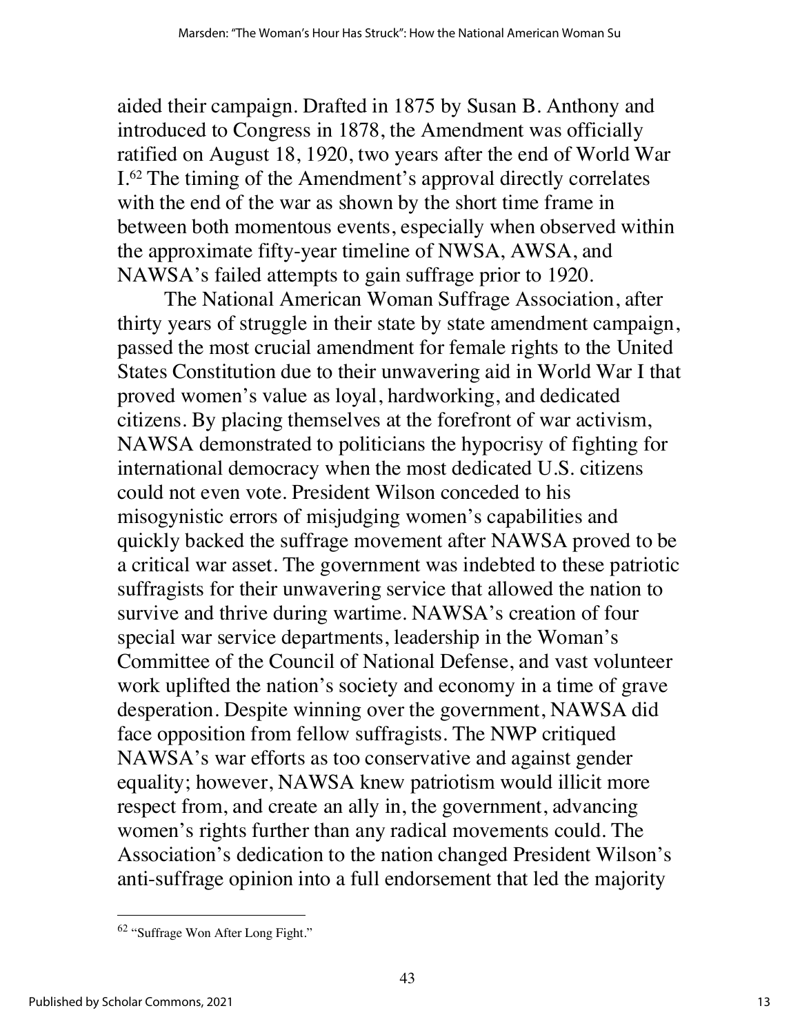aided their campaign. Drafted in 1875 by Susan B. Anthony and introduced to Congress in 1878, the Amendment was officially ratified on August 18, 1920, two years after the end of World War I.[62] The timing of the Amendment's approval directly correlates with the end of the war as shown by the short time frame in between both momentous events, especially when observed within the approximate fifty-year timeline of NWSA, AWSA, and NAWSA's failed attempts to gain suffrage prior to 1920.

The National American Woman Suffrage Association, after thirty years of struggle in their state by state amendment campaign, passed the most crucial amendment for female rights to the United States Constitution due to their unwavering aid in World War I that proved women's value as loyal, hardworking, and dedicated citizens. By placing themselves at the forefront of war activism, NAWSA demonstrated to politicians the hypocrisy of fighting for international democracy when the most dedicated U.S. citizens could not even vote. President Wilson conceded to his misogynistic errors of misjudging women's capabilities and quickly backed the suffrage movement after NAWSA proved to be a critical war asset. The government was indebted to these patriotic suffragists for their unwavering service that allowed the nation to survive and thrive during wartime. NAWSA's creation of four special war service departments, leadership in the Woman's Committee of the Council of National Defense, and vast volunteer work uplifted the nation's society and economy in a time of grave desperation. Despite winning over the government, NAWSA did face opposition from fellow suffragists. The NWP critiqued NAWSA's war efforts as too conservative and against gender equality; however, NAWSA knew patriotism would illicit more respect from, and create an ally in, the government, advancing women's rights further than any radical movements could. The Association's dedication to the nation changed President Wilson's anti-suffrage opinion into a full endorsement that led the majority

[62] "Suffrage Won After Long Fight."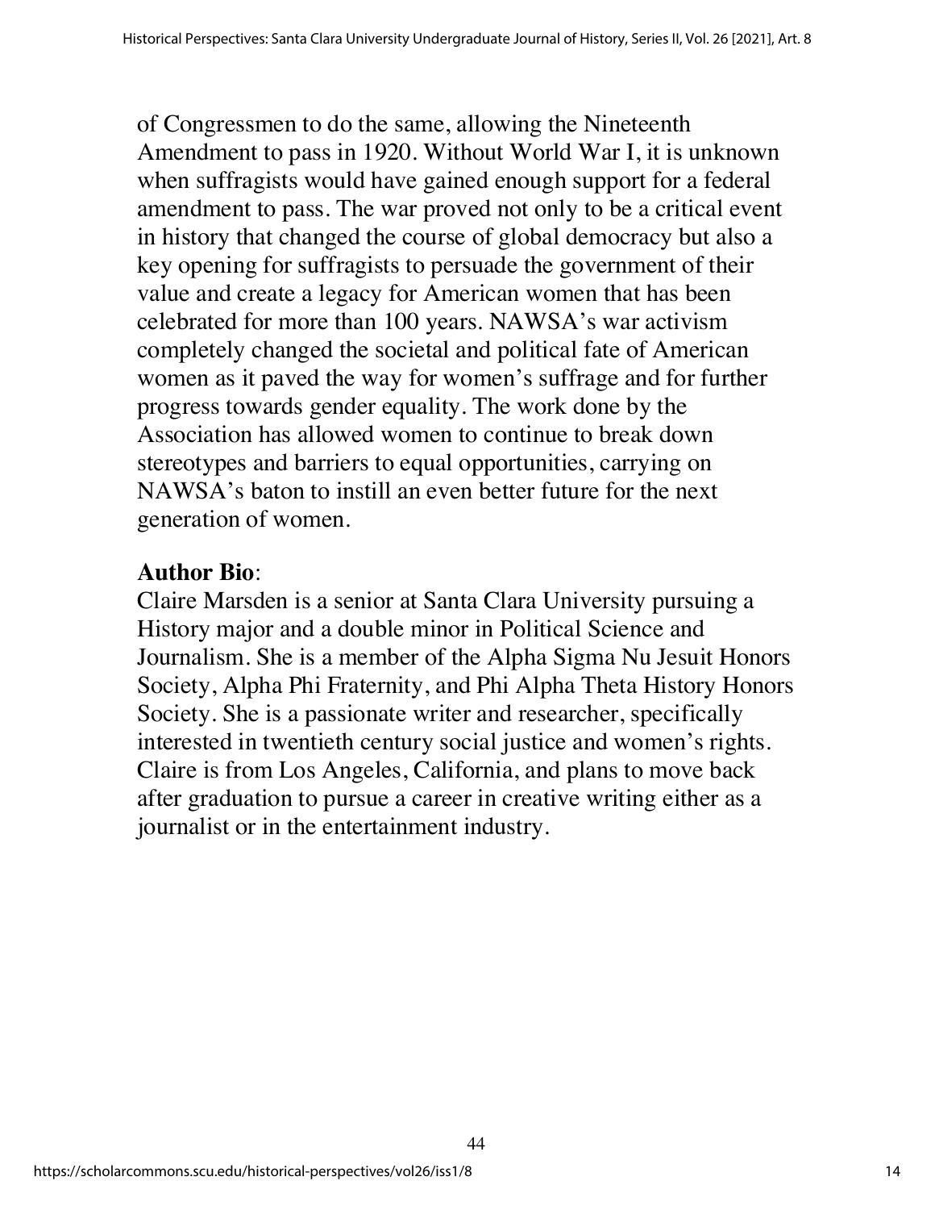of Congressmen to do the same, allowing the Nineteenth Amendment to pass in 1920. Without World War I, it is unknown when suffragists would have gained enough support for a federal amendment to pass. The war proved not only to be a critical event in history that changed the course of global democracy but also a key opening for suffragists to persuade the government of their value and create a legacy for American women that has been celebrated for more than 100 years. NAWSA's war activism completely changed the societal and political fate of American women as it paved the way for women's suffrage and for further progress towards gender equality. The work done by the Association has allowed women to continue to break down stereotypes and barriers to equal opportunities, carrying on NAWSA's baton to instill an even better future for the next generation of women.

**Author Bio**:
Claire Marsden is a senior at Santa Clara University pursuing a History major and a double minor in Political Science and Journalism. She is a member of the Alpha Sigma Nu Jesuit Honors Society, Alpha Phi Fraternity, and Phi Alpha Theta History Honors Society. She is a passionate writer and researcher, specifically interested in twentieth century social justice and women's rights. Claire is from Los Angeles, California, and plans to move back after graduation to pursue a career in creative writing either as a journalist or in the entertainment industry.